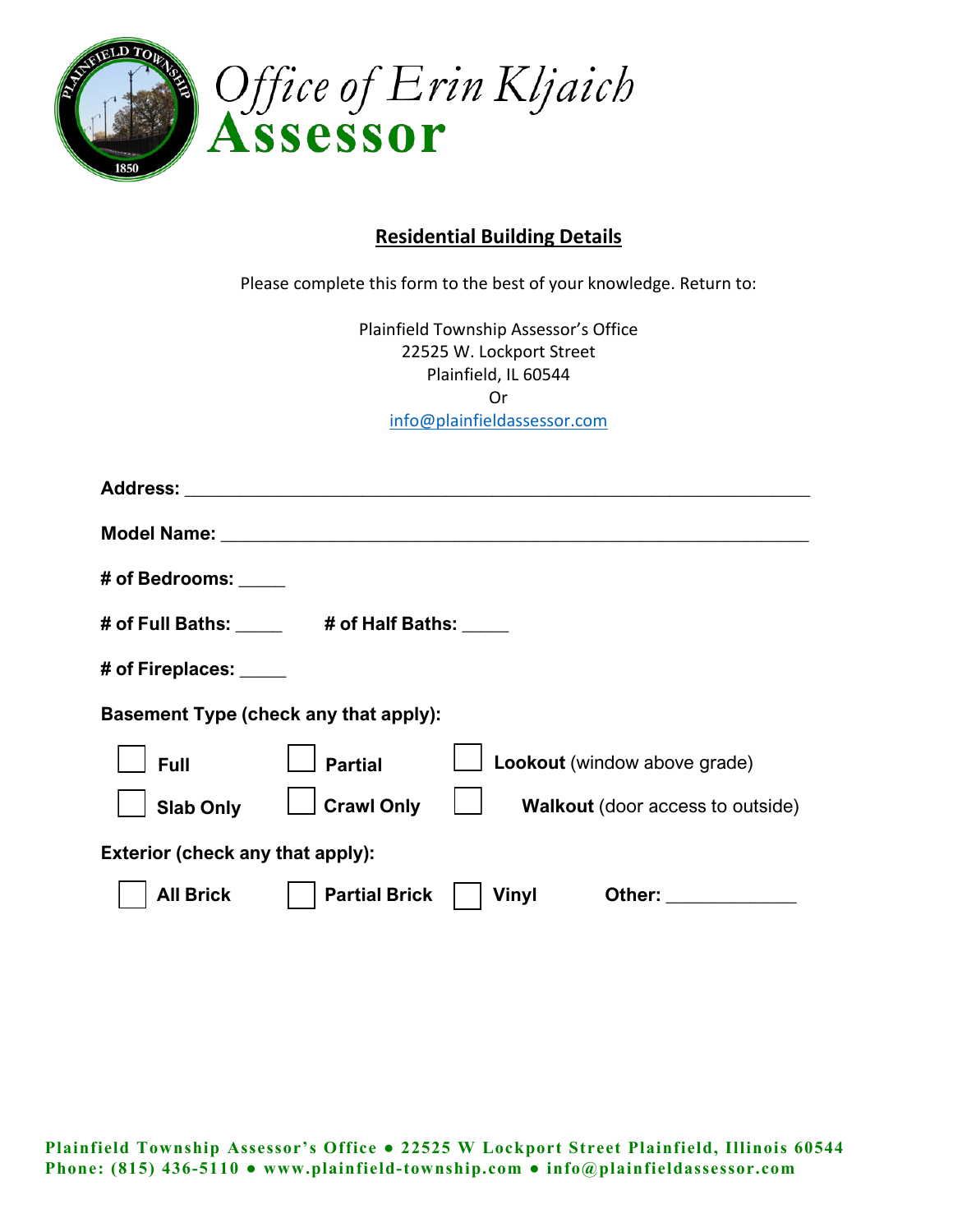# Office of Erin Kljaich
# Assessor

## Residential Building Details

Please complete this form to the best of your knowledge. Return to:

Plainfield Township Assessor's Office
22525 W. Lockport Street
Plainfield, IL 60544
Or
info@plainfieldassessor.com

**Address:** ______________________________________________________________

**Model Name:** ___________________________________________________________

**# of Bedrooms:** _____

**# of Full Baths:** _____ **# of Half Baths:** _____

**# of Fireplaces:** _____

**Basement Type (check any that apply):**

☐ **Full** ☐ **Partial** ☐ **Lookout** (window above grade)

☐ **Slab Only** ☐ **Crawl Only** ☐ **Walkout** (door access to outside)

**Exterior (check any that apply):**

☐ **All Brick** ☐ **Partial Brick** ☐ **Vinyl** **Other:** _____________

Plainfield Township Assessor's Office ● 22525 W Lockport Street Plainfield, Illinois 60544
Phone: (815) 436-5110 ● www.plainfield-township.com ● info@plainfieldassessor.com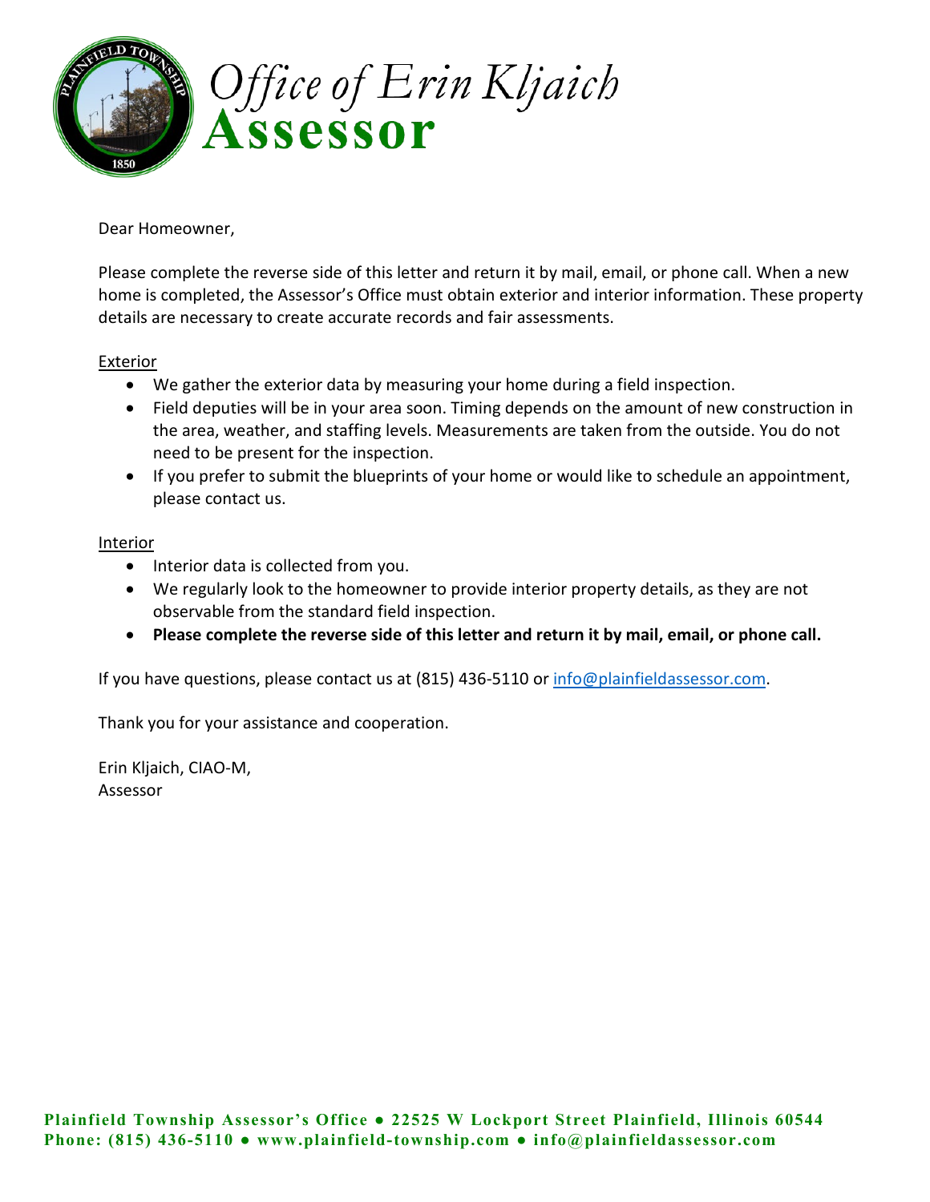# *Office of Erin Kljaich*
# **Assessor**

Dear Homeowner,

Please complete the reverse side of this letter and return it by mail, email, or phone call. When a new home is completed, the Assessor's Office must obtain exterior and interior information. These property details are necessary to create accurate records and fair assessments.

<u>Exterior</u>

- We gather the exterior data by measuring your home during a field inspection.
- Field deputies will be in your area soon. Timing depends on the amount of new construction in the area, weather, and staffing levels. Measurements are taken from the outside. You do not need to be present for the inspection.
- If you prefer to submit the blueprints of your home or would like to schedule an appointment, please contact us.

<u>Interior</u>

- Interior data is collected from you.
- We regularly look to the homeowner to provide interior property details, as they are not observable from the standard field inspection.
- **Please complete the reverse side of this letter and return it by mail, email, or phone call.**

If you have questions, please contact us at (815) 436-5110 or info@plainfieldassessor.com.

Thank you for your assistance and cooperation.

Erin Kljaich, CIAO-M,
Assessor

**Plainfield Township Assessor's Office ● 22525 W Lockport Street Plainfield, Illinois 60544**
**Phone: (815) 436-5110 ● www.plainfield-township.com ● info@plainfieldassessor.com**